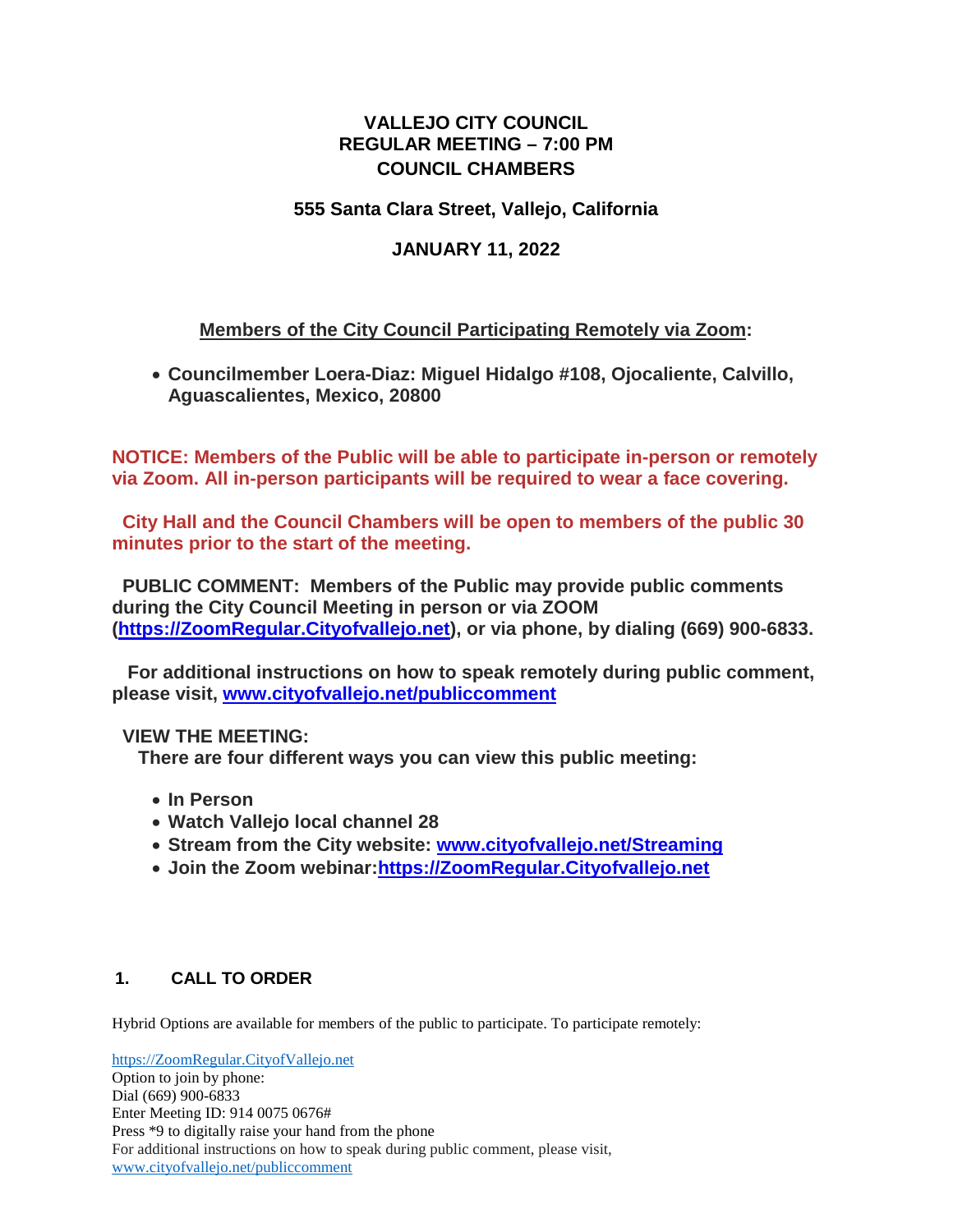# VALLEJO CITY COUNCIL
## REGULAR MEETING – 7:00 PM
## COUNCIL CHAMBERS

**555 Santa Clara Street, Vallejo, California**

**JANUARY 11, 2022**

**Members of the City Council Participating Remotely via Zoom:**

- **Councilmember Loera-Diaz: Miguel Hidalgo #108, Ojocaliente, Calvillo, Aguascalientes, Mexico, 20800**

**NOTICE: Members of the Public will be able to participate in-person or remotely via Zoom. All in-person participants will be required to wear a face covering.**

**City Hall and the Council Chambers will be open to members of the public 30 minutes prior to the start of the meeting.**

**PUBLIC COMMENT: Members of the Public may provide public comments during the City Council Meeting in person or via ZOOM (https://ZoomRegular.Cityofvallejo.net), or via phone, by dialing (669) 900-6833.**

**For additional instructions on how to speak remotely during public comment, please visit, www.cityofvallejo.net/publiccomment**

**VIEW THE MEETING:**
**There are four different ways you can view this public meeting:**

- **In Person**
- **Watch Vallejo local channel 28**
- **Stream from the City website: www.cityofvallejo.net/Streaming**
- **Join the Zoom webinar: https://ZoomRegular.Cityofvallejo.net**

### 1. CALL TO ORDER

Hybrid Options are available for members of the public to participate. To participate remotely:

https://ZoomRegular.CityofVallejo.net
Option to join by phone:
Dial (669) 900-6833
Enter Meeting ID: 914 0075 0676#
Press *9 to digitally raise your hand from the phone
For additional instructions on how to speak during public comment, please visit,
www.cityofvallejo.net/publiccomment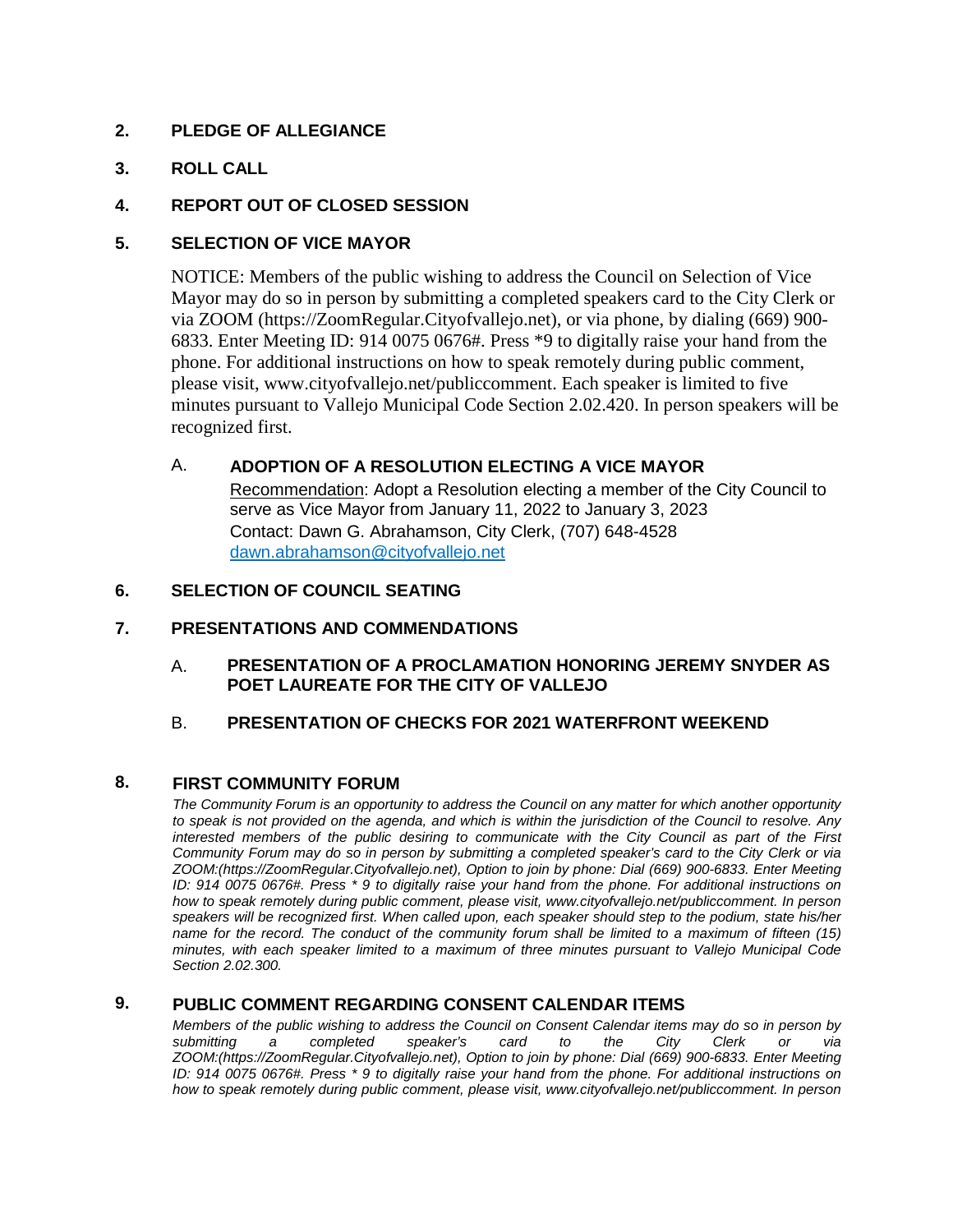## 2. PLEDGE OF ALLEGIANCE

## 3. ROLL CALL

## 4. REPORT OUT OF CLOSED SESSION

## 5. SELECTION OF VICE MAYOR

NOTICE: Members of the public wishing to address the Council on Selection of Vice Mayor may do so in person by submitting a completed speakers card to the City Clerk or via ZOOM (https://ZoomRegular.Cityofvallejo.net), or via phone, by dialing (669) 900-6833. Enter Meeting ID: 914 0075 0676#. Press *9 to digitally raise your hand from the phone. For additional instructions on how to speak remotely during public comment, please visit, www.cityofvallejo.net/publiccomment. Each speaker is limited to five minutes pursuant to Vallejo Municipal Code Section 2.02.420. In person speakers will be recognized first.

### A. ADOPTION OF A RESOLUTION ELECTING A VICE MAYOR

Recommendation: Adopt a Resolution electing a member of the City Council to serve as Vice Mayor from January 11, 2022 to January 3, 2023
Contact: Dawn G. Abrahamson, City Clerk, (707) 648-4528
dawn.abrahamson@cityofvallejo.net

## 6. SELECTION OF COUNCIL SEATING

## 7. PRESENTATIONS AND COMMENDATIONS

### A. PRESENTATION OF A PROCLAMATION HONORING JEREMY SNYDER AS POET LAUREATE FOR THE CITY OF VALLEJO

### B. PRESENTATION OF CHECKS FOR 2021 WATERFRONT WEEKEND

## 8. FIRST COMMUNITY FORUM

*The Community Forum is an opportunity to address the Council on any matter for which another opportunity to speak is not provided on the agenda, and which is within the jurisdiction of the Council to resolve. Any interested members of the public desiring to communicate with the City Council as part of the First Community Forum may do so in person by submitting a completed speaker's card to the City Clerk or via ZOOM:(https://ZoomRegular.Cityofvallejo.net), Option to join by phone: Dial (669) 900-6833. Enter Meeting ID: 914 0075 0676#. Press * 9 to digitally raise your hand from the phone. For additional instructions on how to speak remotely during public comment, please visit, www.cityofvallejo.net/publiccomment. In person speakers will be recognized first. When called upon, each speaker should step to the podium, state his/her name for the record. The conduct of the community forum shall be limited to a maximum of fifteen (15) minutes, with each speaker limited to a maximum of three minutes pursuant to Vallejo Municipal Code Section 2.02.300.*

## 9. PUBLIC COMMENT REGARDING CONSENT CALENDAR ITEMS

*Members of the public wishing to address the Council on Consent Calendar items may do so in person by submitting a completed speaker's card to the City Clerk or via ZOOM:(https://ZoomRegular.Cityofvallejo.net), Option to join by phone: Dial (669) 900-6833. Enter Meeting ID: 914 0075 0676#. Press * 9 to digitally raise your hand from the phone. For additional instructions on how to speak remotely during public comment, please visit, www.cityofvallejo.net/publiccomment. In person*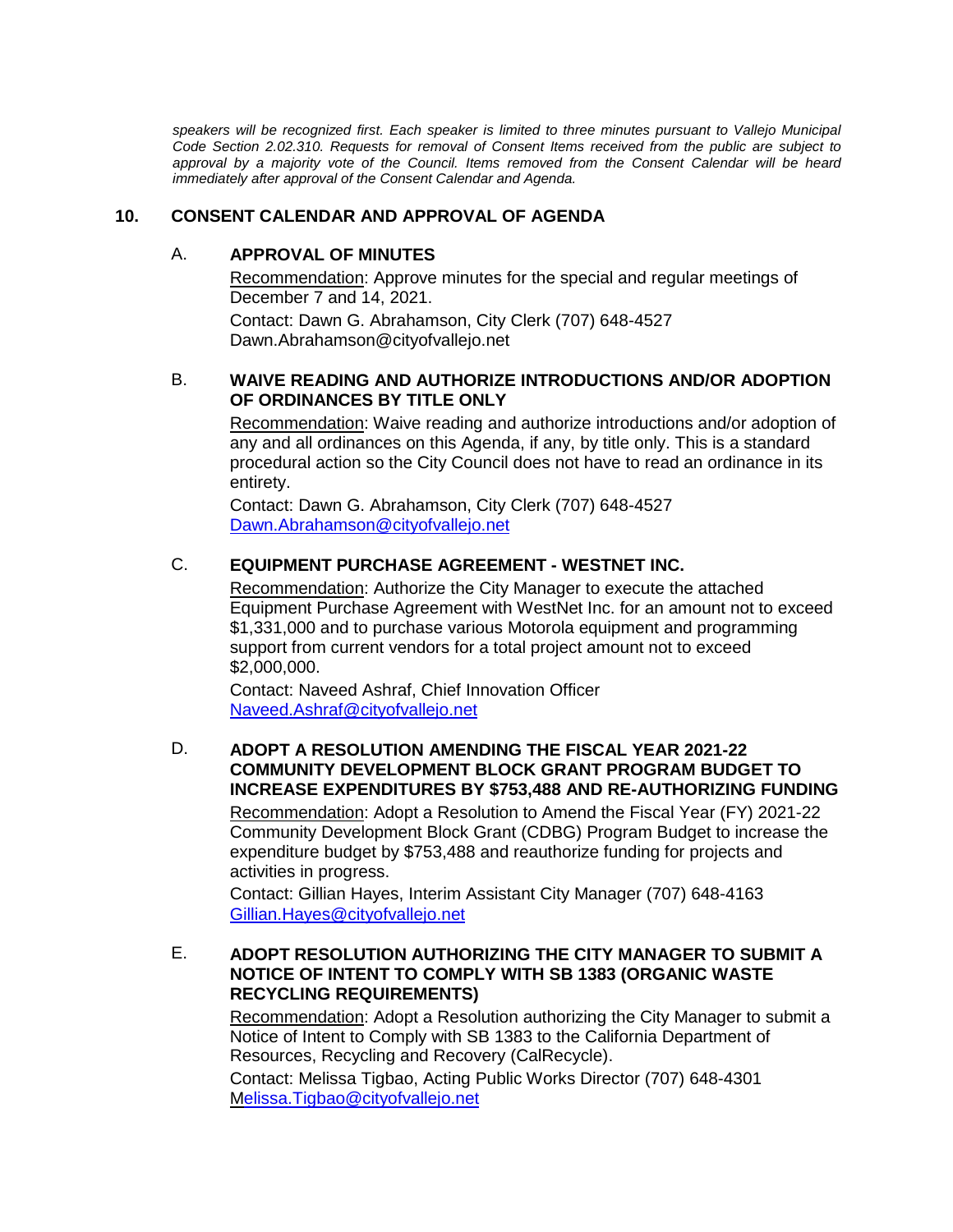*speakers will be recognized first. Each speaker is limited to three minutes pursuant to Vallejo Municipal Code Section 2.02.310. Requests for removal of Consent Items received from the public are subject to approval by a majority vote of the Council. Items removed from the Consent Calendar will be heard immediately after approval of the Consent Calendar and Agenda.*

## 10. CONSENT CALENDAR AND APPROVAL OF AGENDA

### A. APPROVAL OF MINUTES

Recommendation: Approve minutes for the special and regular meetings of December 7 and 14, 2021.

Contact: Dawn G. Abrahamson, City Clerk (707) 648-4527
Dawn.Abrahamson@cityofvallejo.net

### B. WAIVE READING AND AUTHORIZE INTRODUCTIONS AND/OR ADOPTION OF ORDINANCES BY TITLE ONLY

Recommendation: Waive reading and authorize introductions and/or adoption of any and all ordinances on this Agenda, if any, by title only. This is a standard procedural action so the City Council does not have to read an ordinance in its entirety.

Contact: Dawn G. Abrahamson, City Clerk (707) 648-4527
Dawn.Abrahamson@cityofvallejo.net

### C. EQUIPMENT PURCHASE AGREEMENT - WESTNET INC.

Recommendation: Authorize the City Manager to execute the attached Equipment Purchase Agreement with WestNet Inc. for an amount not to exceed $1,331,000 and to purchase various Motorola equipment and programming support from current vendors for a total project amount not to exceed $2,000,000.

Contact: Naveed Ashraf, Chief Innovation Officer
Naveed.Ashraf@cityofvallejo.net

### D. ADOPT A RESOLUTION AMENDING THE FISCAL YEAR 2021-22 COMMUNITY DEVELOPMENT BLOCK GRANT PROGRAM BUDGET TO INCREASE EXPENDITURES BY $753,488 AND RE-AUTHORIZING FUNDING

Recommendation: Adopt a Resolution to Amend the Fiscal Year (FY) 2021-22 Community Development Block Grant (CDBG) Program Budget to increase the expenditure budget by $753,488 and reauthorize funding for projects and activities in progress.

Contact: Gillian Hayes, Interim Assistant City Manager (707) 648-4163
Gillian.Hayes@cityofvallejo.net

### E. ADOPT RESOLUTION AUTHORIZING THE CITY MANAGER TO SUBMIT A NOTICE OF INTENT TO COMPLY WITH SB 1383 (ORGANIC WASTE RECYCLING REQUIREMENTS)

Recommendation: Adopt a Resolution authorizing the City Manager to submit a Notice of Intent to Comply with SB 1383 to the California Department of Resources, Recycling and Recovery (CalRecycle).

Contact: Melissa Tigbao, Acting Public Works Director (707) 648-4301
Melissa.Tigbao@cityofvallejo.net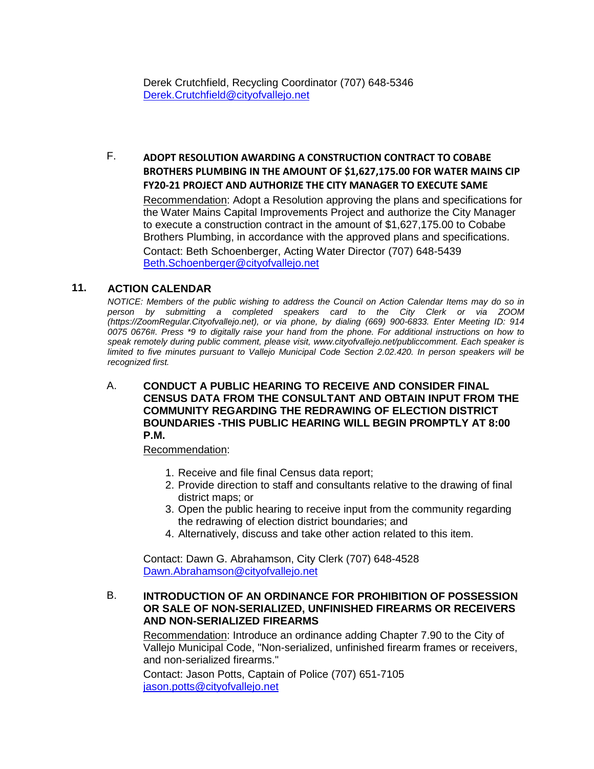Derek Crutchfield, Recycling Coordinator (707) 648-5346
Derek.Crutchfield@cityofvallejo.net

F. **ADOPT RESOLUTION AWARDING A CONSTRUCTION CONTRACT TO COBABE BROTHERS PLUMBING IN THE AMOUNT OF $1,627,175.00 FOR WATER MAINS CIP FY20-21 PROJECT AND AUTHORIZE THE CITY MANAGER TO EXECUTE SAME**

Recommendation: Adopt a Resolution approving the plans and specifications for the Water Mains Capital Improvements Project and authorize the City Manager to execute a construction contract in the amount of $1,627,175.00 to Cobabe Brothers Plumbing, in accordance with the approved plans and specifications.

Contact: Beth Schoenberger, Acting Water Director (707) 648-5439
Beth.Schoenberger@cityofvallejo.net

## 11. ACTION CALENDAR

*NOTICE: Members of the public wishing to address the Council on Action Calendar Items may do so in person by submitting a completed speakers card to the City Clerk or via ZOOM (https://ZoomRegular.Cityofvallejo.net), or via phone, by dialing (669) 900-6833. Enter Meeting ID: 914 0075 0676#. Press *9 to digitally raise your hand from the phone. For additional instructions on how to speak remotely during public comment, please visit, www.cityofvallejo.net/publiccomment. Each speaker is limited to five minutes pursuant to Vallejo Municipal Code Section 2.02.420. In person speakers will be recognized first.*

A. **CONDUCT A PUBLIC HEARING TO RECEIVE AND CONSIDER FINAL CENSUS DATA FROM THE CONSULTANT AND OBTAIN INPUT FROM THE COMMUNITY REGARDING THE REDRAWING OF ELECTION DISTRICT BOUNDARIES -THIS PUBLIC HEARING WILL BEGIN PROMPTLY AT 8:00 P.M.**

Recommendation:

1. Receive and file final Census data report;
2. Provide direction to staff and consultants relative to the drawing of final district maps; or
3. Open the public hearing to receive input from the community regarding the redrawing of election district boundaries; and
4. Alternatively, discuss and take other action related to this item.

Contact: Dawn G. Abrahamson, City Clerk (707) 648-4528
Dawn.Abrahamson@cityofvallejo.net

B. **INTRODUCTION OF AN ORDINANCE FOR PROHIBITION OF POSSESSION OR SALE OF NON-SERIALIZED, UNFINISHED FIREARMS OR RECEIVERS AND NON-SERIALIZED FIREARMS**

Recommendation: Introduce an ordinance adding Chapter 7.90 to the City of Vallejo Municipal Code, "Non-serialized, unfinished firearm frames or receivers, and non-serialized firearms."

Contact: Jason Potts, Captain of Police (707) 651-7105
jason.potts@cityofvallejo.net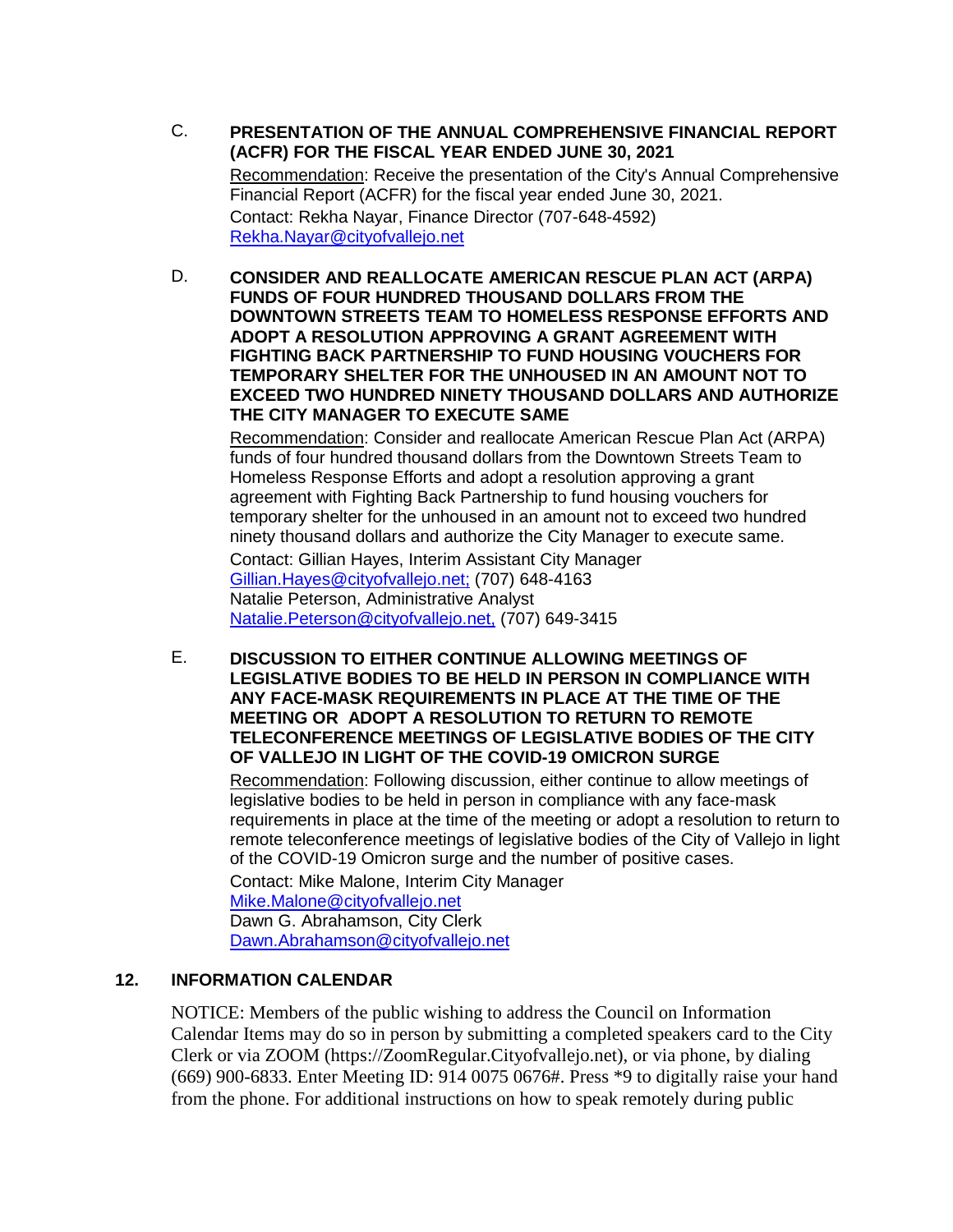C. **PRESENTATION OF THE ANNUAL COMPREHENSIVE FINANCIAL REPORT (ACFR) FOR THE FISCAL YEAR ENDED JUNE 30, 2021**

Recommendation: Receive the presentation of the City's Annual Comprehensive Financial Report (ACFR) for the fiscal year ended June 30, 2021.
Contact: Rekha Nayar, Finance Director (707-648-4592)
Rekha.Nayar@cityofvallejo.net

D. **CONSIDER AND REALLOCATE AMERICAN RESCUE PLAN ACT (ARPA) FUNDS OF FOUR HUNDRED THOUSAND DOLLARS FROM THE DOWNTOWN STREETS TEAM TO HOMELESS RESPONSE EFFORTS AND ADOPT A RESOLUTION APPROVING A GRANT AGREEMENT WITH FIGHTING BACK PARTNERSHIP TO FUND HOUSING VOUCHERS FOR TEMPORARY SHELTER FOR THE UNHOUSED IN AN AMOUNT NOT TO EXCEED TWO HUNDRED NINETY THOUSAND DOLLARS AND AUTHORIZE THE CITY MANAGER TO EXECUTE SAME**

Recommendation: Consider and reallocate American Rescue Plan Act (ARPA) funds of four hundred thousand dollars from the Downtown Streets Team to Homeless Response Efforts and adopt a resolution approving a grant agreement with Fighting Back Partnership to fund housing vouchers for temporary shelter for the unhoused in an amount not to exceed two hundred ninety thousand dollars and authorize the City Manager to execute same.

Contact: Gillian Hayes, Interim Assistant City Manager
Gillian.Hayes@cityofvallejo.net; (707) 648-4163
Natalie Peterson, Administrative Analyst
Natalie.Peterson@cityofvallejo.net, (707) 649-3415

E. **DISCUSSION TO EITHER CONTINUE ALLOWING MEETINGS OF LEGISLATIVE BODIES TO BE HELD IN PERSON IN COMPLIANCE WITH ANY FACE-MASK REQUIREMENTS IN PLACE AT THE TIME OF THE MEETING OR ADOPT A RESOLUTION TO RETURN TO REMOTE TELECONFERENCE MEETINGS OF LEGISLATIVE BODIES OF THE CITY OF VALLEJO IN LIGHT OF THE COVID-19 OMICRON SURGE**

Recommendation: Following discussion, either continue to allow meetings of legislative bodies to be held in person in compliance with any face-mask requirements in place at the time of the meeting or adopt a resolution to return to remote teleconference meetings of legislative bodies of the City of Vallejo in light of the COVID-19 Omicron surge and the number of positive cases.

Contact: Mike Malone, Interim City Manager
Mike.Malone@cityofvallejo.net
Dawn G. Abrahamson, City Clerk
Dawn.Abrahamson@cityofvallejo.net

## 12. INFORMATION CALENDAR

NOTICE: Members of the public wishing to address the Council on Information Calendar Items may do so in person by submitting a completed speakers card to the City Clerk or via ZOOM (https://ZoomRegular.Cityofvallejo.net), or via phone, by dialing (669) 900-6833. Enter Meeting ID: 914 0075 0676#. Press *9 to digitally raise your hand from the phone. For additional instructions on how to speak remotely during public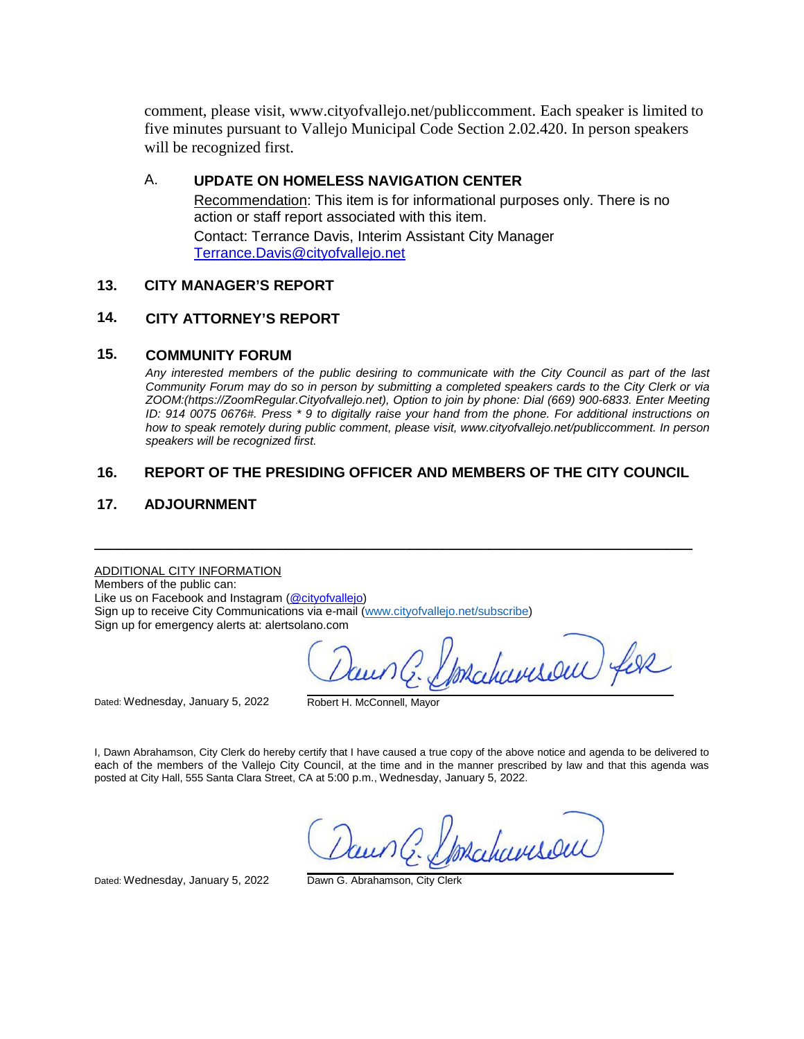comment, please visit, www.cityofvallejo.net/publiccomment. Each speaker is limited to five minutes pursuant to Vallejo Municipal Code Section 2.02.420. In person speakers will be recognized first.

A. **UPDATE ON HOMELESS NAVIGATION CENTER**

Recommendation: This item is for informational purposes only. There is no action or staff report associated with this item.

Contact: Terrance Davis, Interim Assistant City Manager
Terrance.Davis@cityofvallejo.net

## 13. CITY MANAGER'S REPORT

## 14. CITY ATTORNEY'S REPORT

## 15. COMMUNITY FORUM

*Any interested members of the public desiring to communicate with the City Council as part of the last Community Forum may do so in person by submitting a completed speakers cards to the City Clerk or via ZOOM:(https://ZoomRegular.Cityofvallejo.net), Option to join by phone: Dial (669) 900-6833. Enter Meeting ID: 914 0075 0676#. Press * 9 to digitally raise your hand from the phone. For additional instructions on how to speak remotely during public comment, please visit, www.cityofvallejo.net/publiccomment. In person speakers will be recognized first.*

## 16. REPORT OF THE PRESIDING OFFICER AND MEMBERS OF THE CITY COUNCIL

## 17. ADJOURNMENT

---

ADDITIONAL CITY INFORMATION

Members of the public can:

Like us on Facebook and Instagram (@cityofvallejo)

Sign up to receive City Communications via e-mail (www.cityofvallejo.net/subscribe)

Sign up for emergency alerts at: alertsolano.com

Dawn G. Abrahamson for

Dated: Wednesday, January 5, 2022 Robert H. McConnell, Mayor

I, Dawn Abrahamson, City Clerk do hereby certify that I have caused a true copy of the above notice and agenda to be delivered to each of the members of the Vallejo City Council, at the time and in the manner prescribed by law and that this agenda was posted at City Hall, 555 Santa Clara Street, CA at 5:00 p.m., Wednesday, January 5, 2022.

Dawn G. Abrahamson

Dated: Wednesday, January 5, 2022 Dawn G. Abrahamson, City Clerk